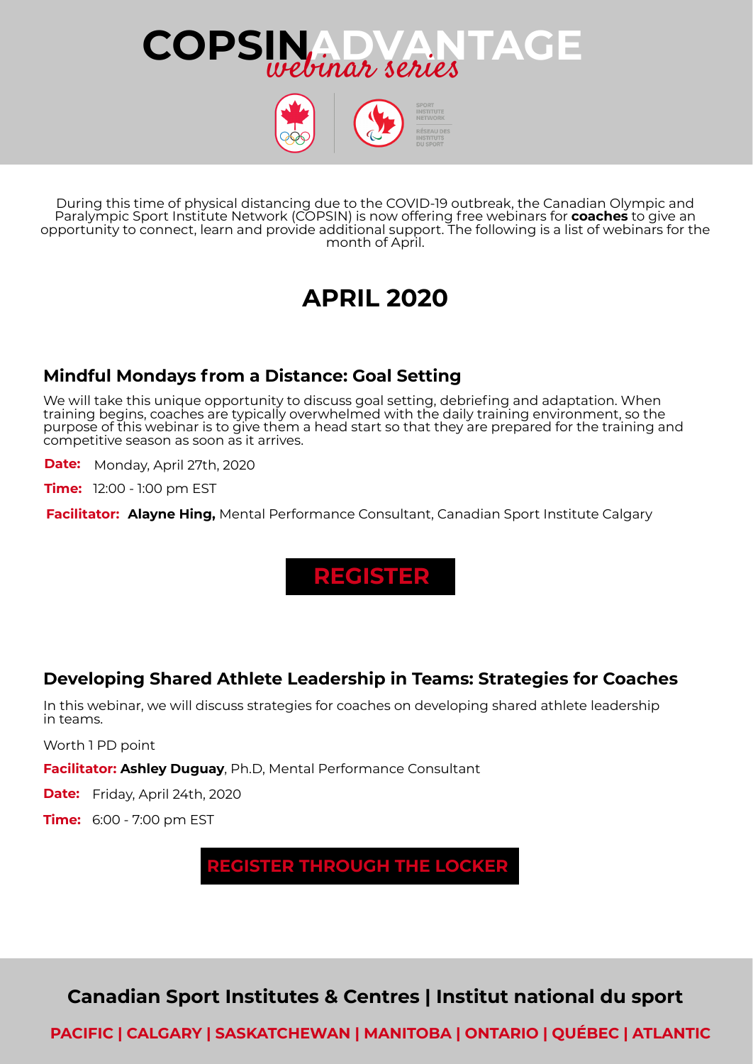# COPSIN ADVANTAGE

*webinar series*

SPORT INSTITUTE NETWORK

RÉSEAU DES INSTITUTS DU SPORT

During this time of physical distancing due to the COVID-19 outbreak, the Canadian Olympic and Paralympic Sport Institute Network (COPSIN) is now offering free webinars for **coaches** to give an opportunity to connect, learn and provide additional support. The following is a list of webinars for the month of April.

## APRIL 2020

### Mindful Mondays from a Distance: Goal Setting

We will take this unique opportunity to discuss goal setting, debriefing and adaptation. When training begins, coaches are typically overwhelmed with the daily training environment, so the purpose of this webinar is to give them a head start so that they are prepared for the training and competitive season as soon as it arrives.

**Date:** Monday, April 27th, 2020

**Time:** 12:00 - 1:00 pm EST

**Facilitator:** **Alayne Hing,** Mental Performance Consultant, Canadian Sport Institute Calgary

**REGISTER**

### Developing Shared Athlete Leadership in Teams: Strategies for Coaches

In this webinar, we will discuss strategies for coaches on developing shared athlete leadership in teams.

Worth 1 PD point

**Facilitator:** **Ashley Duguay**, Ph.D, Mental Performance Consultant

**Date:** Friday, April 24th, 2020

**Time:** 6:00 - 7:00 pm EST

**REGISTER THROUGH THE LOCKER**

**Canadian Sport Institutes & Centres | Institut national du sport**

**PACIFIC | CALGARY | SASKATCHEWAN | MANITOBA | ONTARIO | QUÉBEC | ATLANTIC**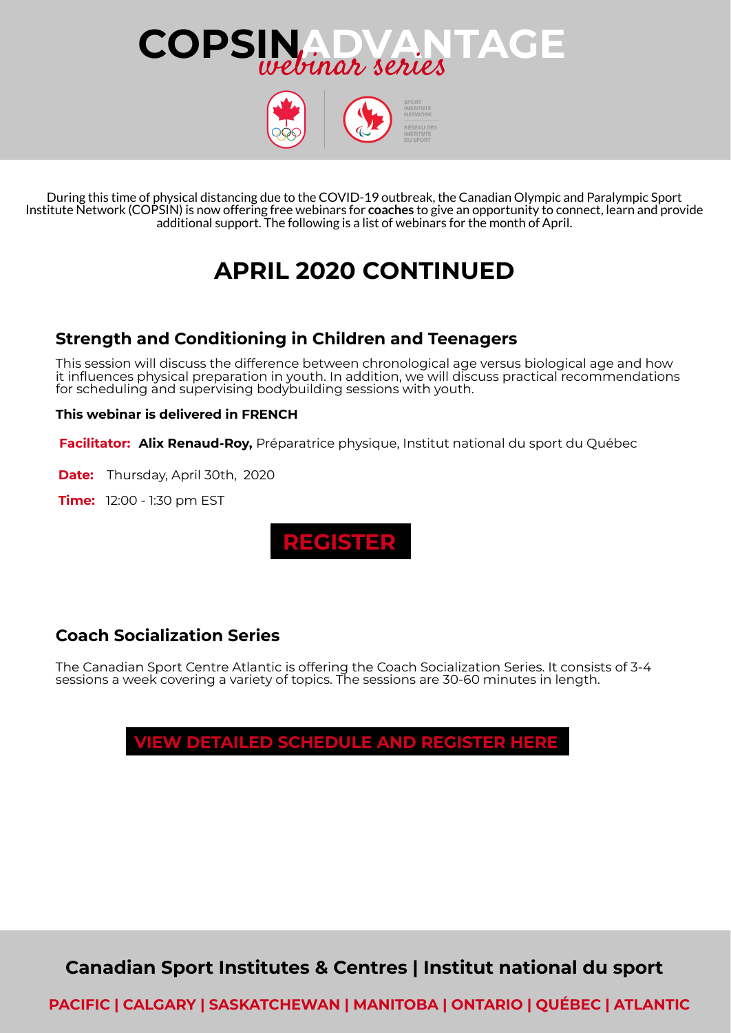# COPSIN ADVANTAGE

*webinar series*

SPORT INSTITUTE NETWORK

RÉSEAU DES INSTITUTS DU SPORT

During this time of physical distancing due to the COVID-19 outbreak, the Canadian Olympic and Paralympic Sport Institute Network (COPSIN) is now offering free webinars for **coaches** to give an opportunity to connect, learn and provide additional support. The following is a list of webinars for the month of April.

## APRIL 2020 CONTINUED

### Strength and Conditioning in Children and Teenagers

This session will discuss the difference between chronological age versus biological age and how it influences physical preparation in youth. In addition, we will discuss practical recommendations for scheduling and supervising bodybuilding sessions with youth.

**This webinar is delivered in FRENCH**

**Facilitator:** **Alix Renaud-Roy,** Préparatrice physique, Institut national du sport du Québec

**Date:** Thursday, April 30th, 2020

**Time:** 12:00 - 1:30 pm EST

**REGISTER**

### Coach Socialization Series

The Canadian Sport Centre Atlantic is offering the Coach Socialization Series. It consists of 3-4 sessions a week covering a variety of topics. The sessions are 30-60 minutes in length.

**VIEW DETAILED SCHEDULE AND REGISTER HERE**

**Canadian Sport Institutes & Centres | Institut national du sport**

**PACIFIC | CALGARY | SASKATCHEWAN | MANITOBA | ONTARIO | QUÉBEC | ATLANTIC**